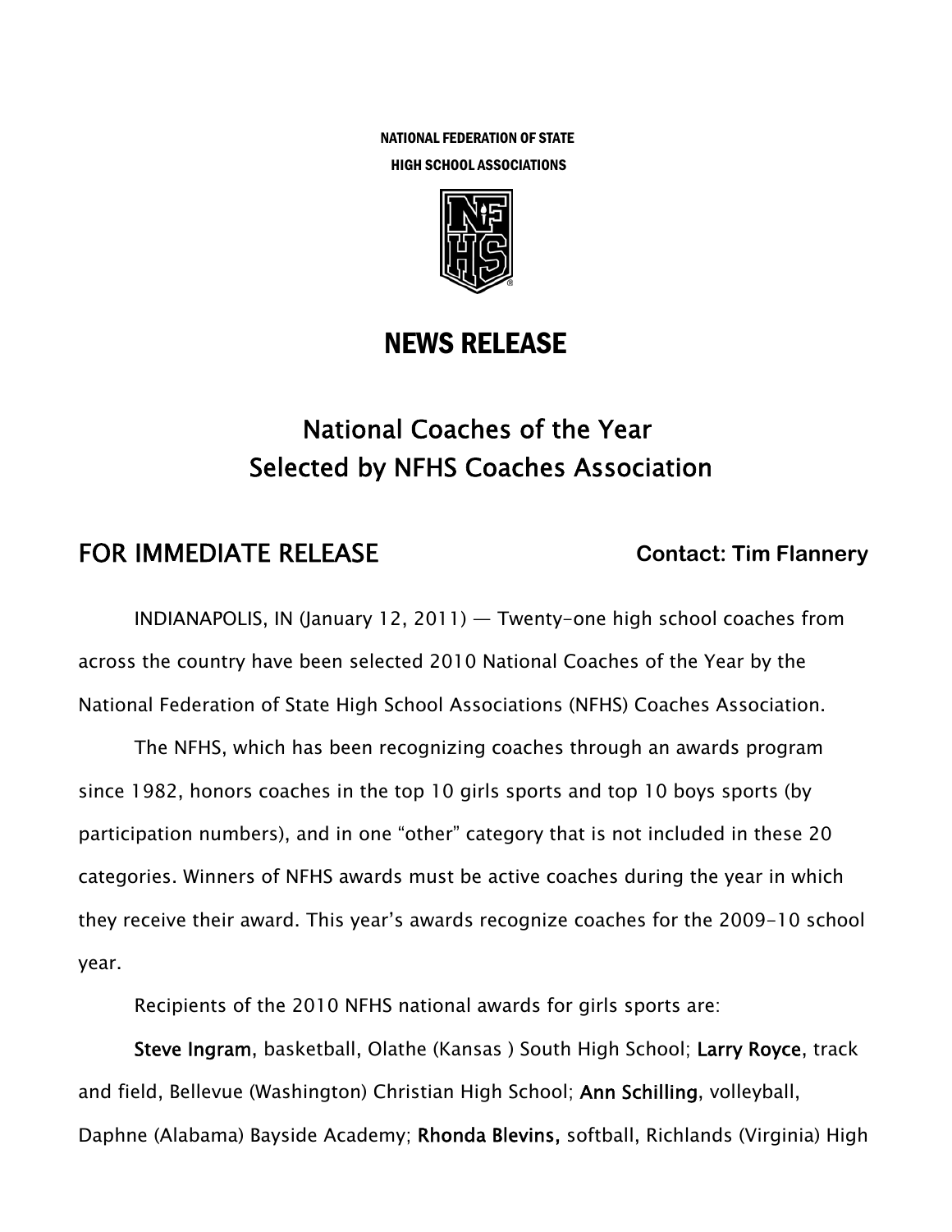NATIONAL FEDERATION OF STATE
HIGH SCHOOL ASSOCIATIONS

# NEWS RELEASE

## National Coaches of the Year
## Selected by NFHS Coaches Association

**FOR IMMEDIATE RELEASE** **Contact: Tim Flannery**

INDIANAPOLIS, IN (January 12, 2011) — Twenty-one high school coaches from across the country have been selected 2010 National Coaches of the Year by the National Federation of State High School Associations (NFHS) Coaches Association.

The NFHS, which has been recognizing coaches through an awards program since 1982, honors coaches in the top 10 girls sports and top 10 boys sports (by participation numbers), and in one "other" category that is not included in these 20 categories. Winners of NFHS awards must be active coaches during the year in which they receive their award. This year's awards recognize coaches for the 2009-10 school year.

Recipients of the 2010 NFHS national awards for girls sports are:

**Steve Ingram**, basketball, Olathe (Kansas ) South High School; **Larry Royce**, track and field, Bellevue (Washington) Christian High School; **Ann Schilling**, volleyball, Daphne (Alabama) Bayside Academy; **Rhonda Blevins,** softball, Richlands (Virginia) High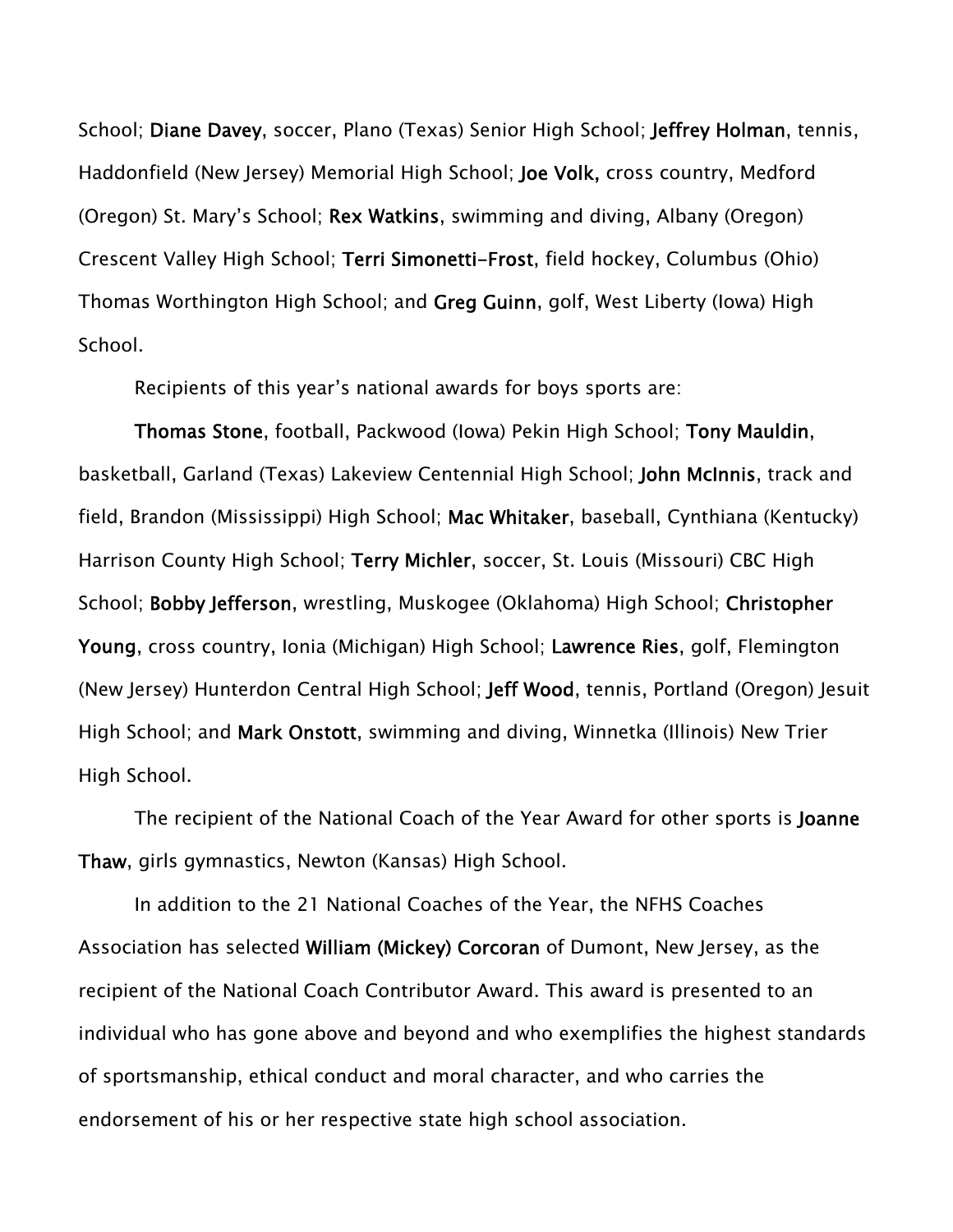School; **Diane Davey**, soccer, Plano (Texas) Senior High School; **Jeffrey Holman**, tennis, Haddonfield (New Jersey) Memorial High School; **Joe Volk,** cross country, Medford (Oregon) St. Mary's School; **Rex Watkins**, swimming and diving, Albany (Oregon) Crescent Valley High School; **Terri Simonetti-Frost**, field hockey, Columbus (Ohio) Thomas Worthington High School; and **Greg Guinn**, golf, West Liberty (Iowa) High School.

Recipients of this year's national awards for boys sports are:

**Thomas Stone**, football, Packwood (Iowa) Pekin High School; **Tony Mauldin**, basketball, Garland (Texas) Lakeview Centennial High School; **John McInnis**, track and field, Brandon (Mississippi) High School; **Mac Whitaker**, baseball, Cynthiana (Kentucky) Harrison County High School; **Terry Michler**, soccer, St. Louis (Missouri) CBC High School; **Bobby Jefferson**, wrestling, Muskogee (Oklahoma) High School; **Christopher Young**, cross country, Ionia (Michigan) High School; **Lawrence Ries**, golf, Flemington (New Jersey) Hunterdon Central High School; **Jeff Wood**, tennis, Portland (Oregon) Jesuit High School; and **Mark Onstott**, swimming and diving, Winnetka (Illinois) New Trier High School.

The recipient of the National Coach of the Year Award for other sports is **Joanne Thaw**, girls gymnastics, Newton (Kansas) High School.

In addition to the 21 National Coaches of the Year, the NFHS Coaches Association has selected **William (Mickey) Corcoran** of Dumont, New Jersey, as the recipient of the National Coach Contributor Award. This award is presented to an individual who has gone above and beyond and who exemplifies the highest standards of sportsmanship, ethical conduct and moral character, and who carries the endorsement of his or her respective state high school association.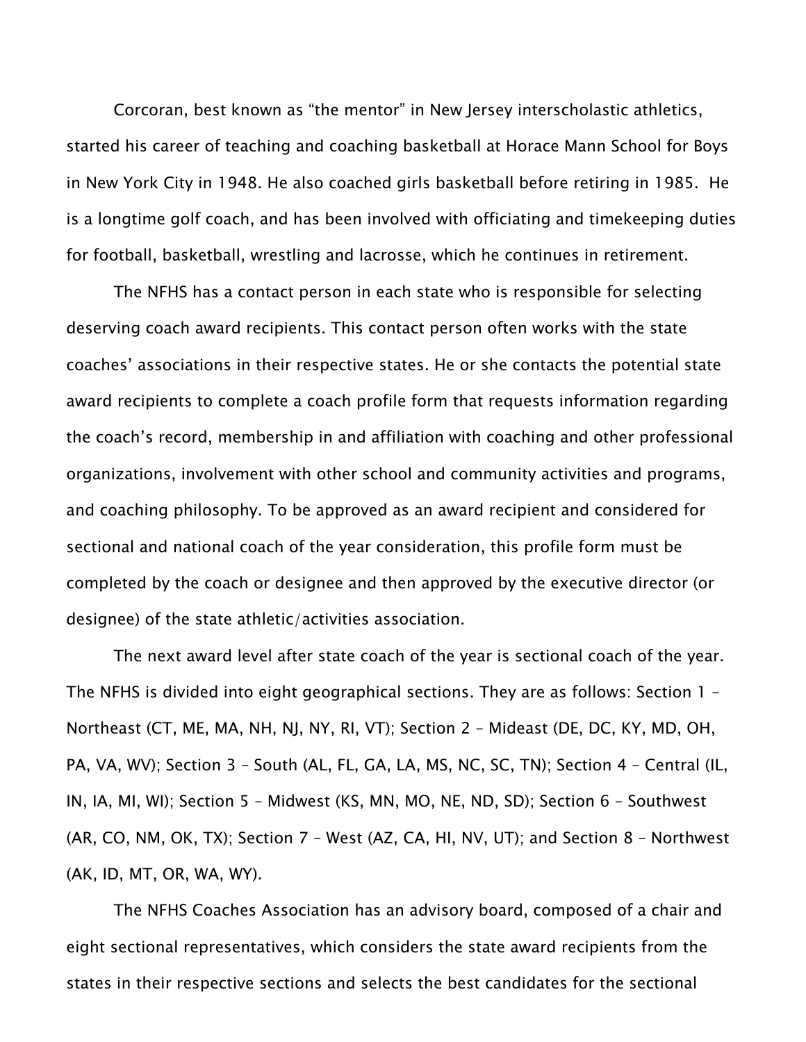Corcoran, best known as "the mentor" in New Jersey interscholastic athletics, started his career of teaching and coaching basketball at Horace Mann School for Boys in New York City in 1948. He also coached girls basketball before retiring in 1985. He is a longtime golf coach, and has been involved with officiating and timekeeping duties for football, basketball, wrestling and lacrosse, which he continues in retirement.

The NFHS has a contact person in each state who is responsible for selecting deserving coach award recipients. This contact person often works with the state coaches' associations in their respective states. He or she contacts the potential state award recipients to complete a coach profile form that requests information regarding the coach's record, membership in and affiliation with coaching and other professional organizations, involvement with other school and community activities and programs, and coaching philosophy. To be approved as an award recipient and considered for sectional and national coach of the year consideration, this profile form must be completed by the coach or designee and then approved by the executive director (or designee) of the state athletic/activities association.

The next award level after state coach of the year is sectional coach of the year. The NFHS is divided into eight geographical sections. They are as follows: Section 1 – Northeast (CT, ME, MA, NH, NJ, NY, RI, VT); Section 2 – Mideast (DE, DC, KY, MD, OH, PA, VA, WV); Section 3 – South (AL, FL, GA, LA, MS, NC, SC, TN); Section 4 – Central (IL, IN, IA, MI, WI); Section 5 – Midwest (KS, MN, MO, NE, ND, SD); Section 6 – Southwest (AR, CO, NM, OK, TX); Section 7 – West (AZ, CA, HI, NV, UT); and Section 8 – Northwest (AK, ID, MT, OR, WA, WY).

The NFHS Coaches Association has an advisory board, composed of a chair and eight sectional representatives, which considers the state award recipients from the states in their respective sections and selects the best candidates for the sectional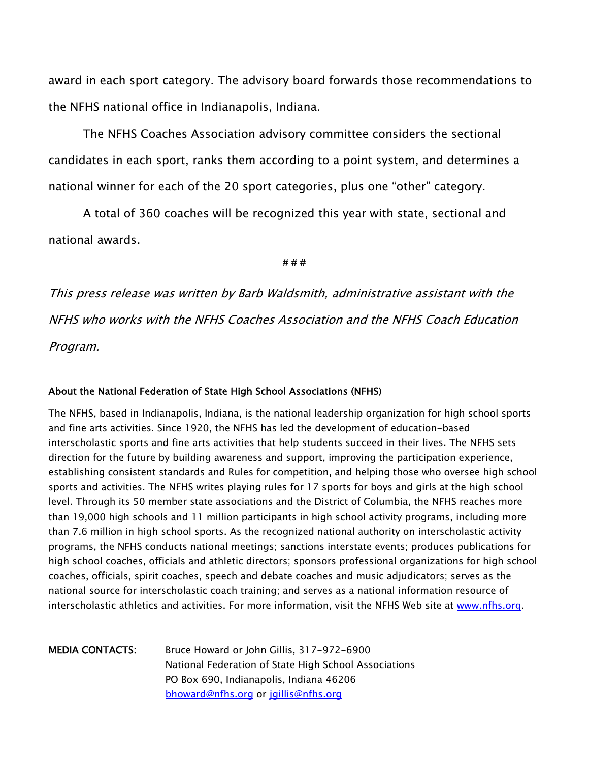award in each sport category. The advisory board forwards those recommendations to the NFHS national office in Indianapolis, Indiana.

The NFHS Coaches Association advisory committee considers the sectional candidates in each sport, ranks them according to a point system, and determines a national winner for each of the 20 sport categories, plus one "other" category.

A total of 360 coaches will be recognized this year with state, sectional and national awards.

# # #

*This press release was written by Barb Waldsmith, administrative assistant with the NFHS who works with the NFHS Coaches Association and the NFHS Coach Education Program.*

**About the National Federation of State High School Associations (NFHS)**

The NFHS, based in Indianapolis, Indiana, is the national leadership organization for high school sports and fine arts activities. Since 1920, the NFHS has led the development of education-based interscholastic sports and fine arts activities that help students succeed in their lives. The NFHS sets direction for the future by building awareness and support, improving the participation experience, establishing consistent standards and Rules for competition, and helping those who oversee high school sports and activities. The NFHS writes playing rules for 17 sports for boys and girls at the high school level. Through its 50 member state associations and the District of Columbia, the NFHS reaches more than 19,000 high schools and 11 million participants in high school activity programs, including more than 7.6 million in high school sports. As the recognized national authority on interscholastic activity programs, the NFHS conducts national meetings; sanctions interstate events; produces publications for high school coaches, officials and athletic directors; sponsors professional organizations for high school coaches, officials, spirit coaches, speech and debate coaches and music adjudicators; serves as the national source for interscholastic coach training; and serves as a national information resource of interscholastic athletics and activities. For more information, visit the NFHS Web site at www.nfhs.org.

**MEDIA CONTACTS**: Bruce Howard or John Gillis, 317-972-6900
National Federation of State High School Associations
PO Box 690, Indianapolis, Indiana 46206
bhoward@nfhs.org or jgillis@nfhs.org